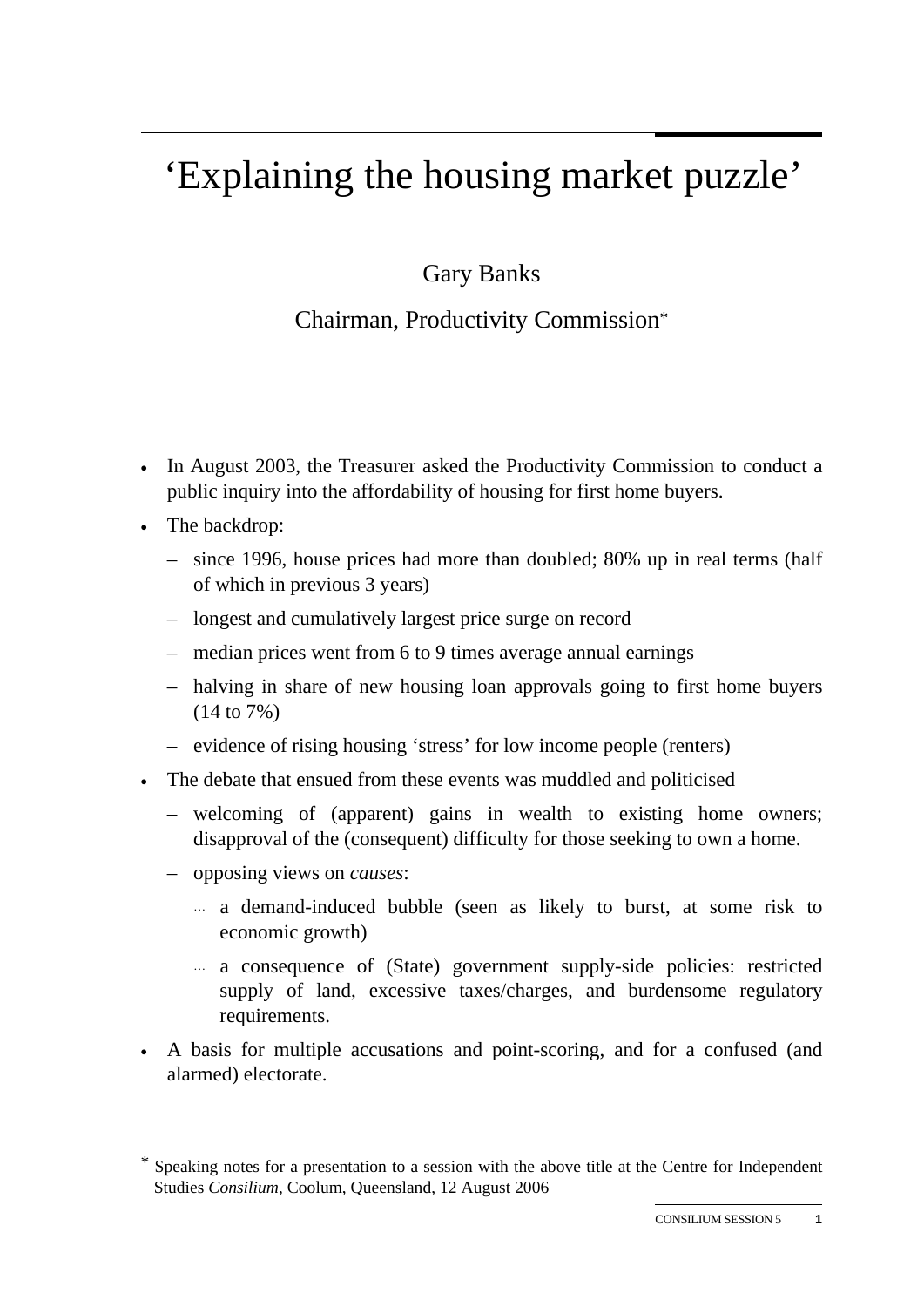# 'Explaining the housing market puzzle'

Gary Banks

Chairman, Productivity Commission*

- In August 2003, the Treasurer asked the Productivity Commission to conduct a public inquiry into the affordability of housing for first home buyers.
- The backdrop:
  - since 1996, house prices had more than doubled; 80% up in real terms (half of which in previous 3 years)
  - longest and cumulatively largest price surge on record
  - median prices went from 6 to 9 times average annual earnings
  - halving in share of new housing loan approvals going to first home buyers (14 to 7%)
  - evidence of rising housing 'stress' for low income people (renters)
- The debate that ensued from these events was muddled and politicised
  - welcoming of (apparent) gains in wealth to existing home owners; disapproval of the (consequent) difficulty for those seeking to own a home.
  - opposing views on *causes*:
    - a demand-induced bubble (seen as likely to burst, at some risk to economic growth)
    - a consequence of (State) government supply-side policies: restricted supply of land, excessive taxes/charges, and burdensome regulatory requirements.
- A basis for multiple accusations and point-scoring, and for a confused (and alarmed) electorate.

---

* Speaking notes for a presentation to a session with the above title at the Centre for Independent Studies *Consilium*, Coolum, Queensland, 12 August 2006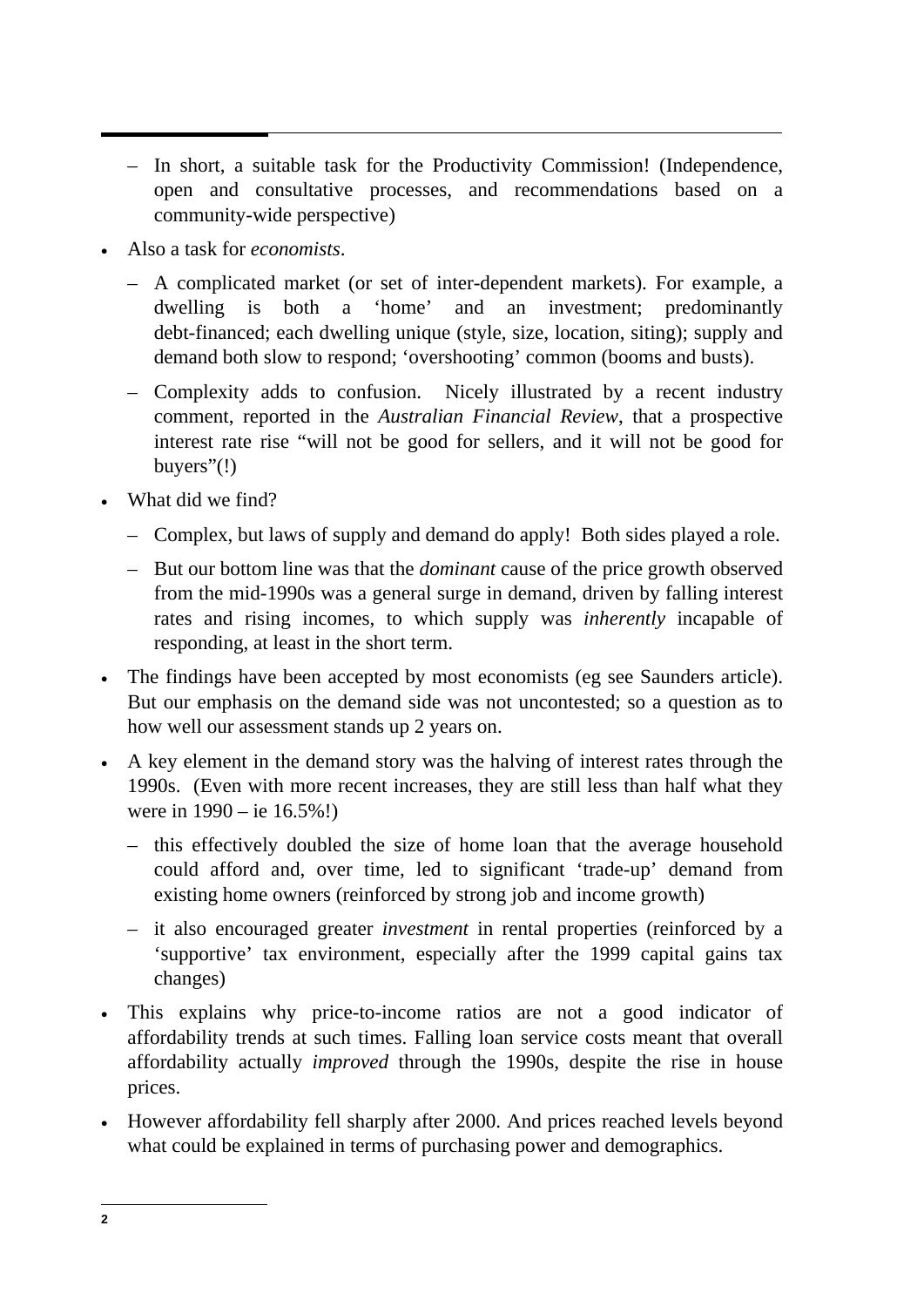- In short, a suitable task for the Productivity Commission! (Independence, open and consultative processes, and recommendations based on a community-wide perspective)

- Also a task for *economists*.
  - A complicated market (or set of inter-dependent markets). For example, a dwelling is both a 'home' and an investment; predominantly debt-financed; each dwelling unique (style, size, location, siting); supply and demand both slow to respond; 'overshooting' common (booms and busts).
  - Complexity adds to confusion. Nicely illustrated by a recent industry comment, reported in the *Australian Financial Review*, that a prospective interest rate rise "will not be good for sellers, and it will not be good for buyers"(!)

- What did we find?
  - Complex, but laws of supply and demand do apply! Both sides played a role.
  - But our bottom line was that the *dominant* cause of the price growth observed from the mid-1990s was a general surge in demand, driven by falling interest rates and rising incomes, to which supply was *inherently* incapable of responding, at least in the short term.

- The findings have been accepted by most economists (eg see Saunders article). But our emphasis on the demand side was not uncontested; so a question as to how well our assessment stands up 2 years on.

- A key element in the demand story was the halving of interest rates through the 1990s. (Even with more recent increases, they are still less than half what they were in 1990 – ie 16.5%!)
  - this effectively doubled the size of home loan that the average household could afford and, over time, led to significant 'trade-up' demand from existing home owners (reinforced by strong job and income growth)
  - it also encouraged greater *investment* in rental properties (reinforced by a 'supportive' tax environment, especially after the 1999 capital gains tax changes)

- This explains why price-to-income ratios are not a good indicator of affordability trends at such times. Falling loan service costs meant that overall affordability actually *improved* through the 1990s, despite the rise in house prices.

- However affordability fell sharply after 2000. And prices reached levels beyond what could be explained in terms of purchasing power and demographics.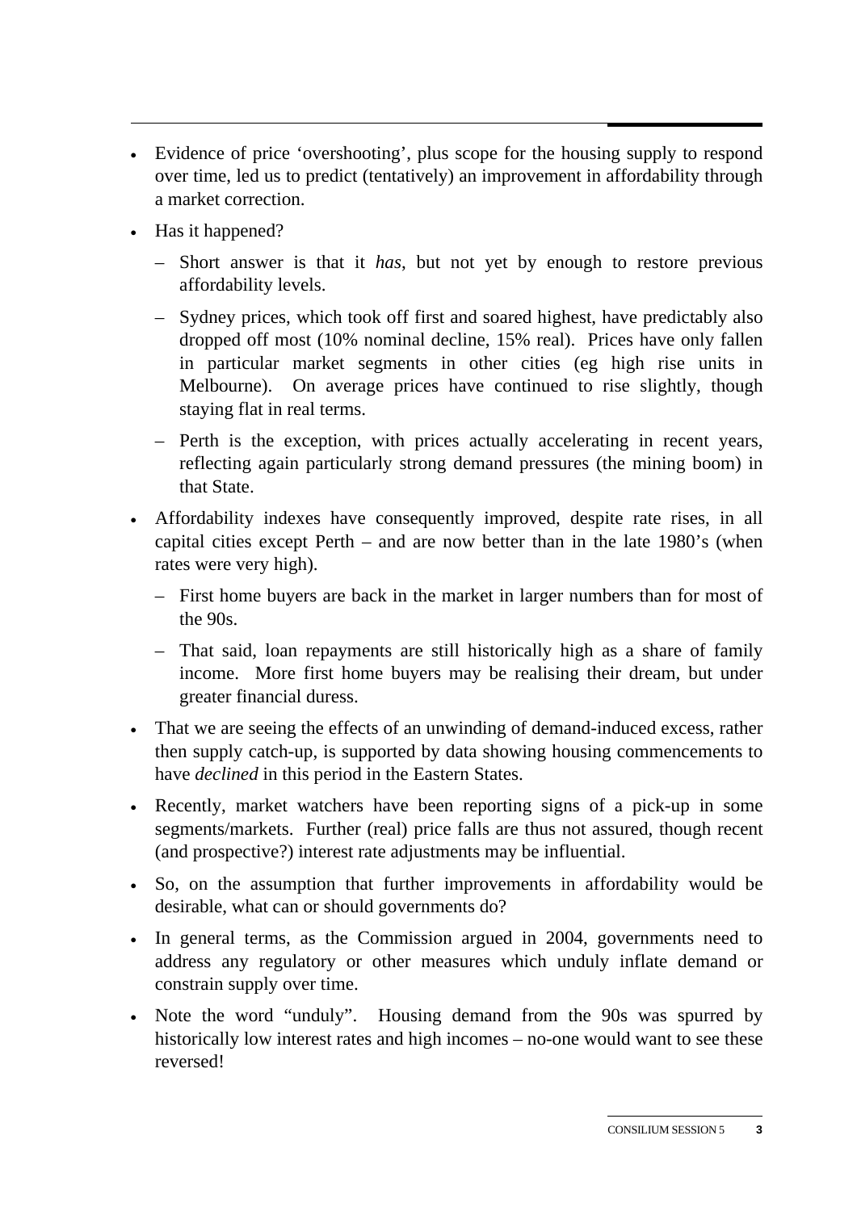- Evidence of price 'overshooting', plus scope for the housing supply to respond over time, led us to predict (tentatively) an improvement in affordability through a market correction.
- Has it happened?
  - Short answer is that it *has*, but not yet by enough to restore previous affordability levels.
  - Sydney prices, which took off first and soared highest, have predictably also dropped off most (10% nominal decline, 15% real). Prices have only fallen in particular market segments in other cities (eg high rise units in Melbourne). On average prices have continued to rise slightly, though staying flat in real terms.
  - Perth is the exception, with prices actually accelerating in recent years, reflecting again particularly strong demand pressures (the mining boom) in that State.
- Affordability indexes have consequently improved, despite rate rises, in all capital cities except Perth – and are now better than in the late 1980's (when rates were very high).
  - First home buyers are back in the market in larger numbers than for most of the 90s.
  - That said, loan repayments are still historically high as a share of family income. More first home buyers may be realising their dream, but under greater financial duress.
- That we are seeing the effects of an unwinding of demand-induced excess, rather then supply catch-up, is supported by data showing housing commencements to have *declined* in this period in the Eastern States.
- Recently, market watchers have been reporting signs of a pick-up in some segments/markets. Further (real) price falls are thus not assured, though recent (and prospective?) interest rate adjustments may be influential.
- So, on the assumption that further improvements in affordability would be desirable, what can or should governments do?
- In general terms, as the Commission argued in 2004, governments need to address any regulatory or other measures which unduly inflate demand or constrain supply over time.
- Note the word "unduly". Housing demand from the 90s was spurred by historically low interest rates and high incomes – no-one would want to see these reversed!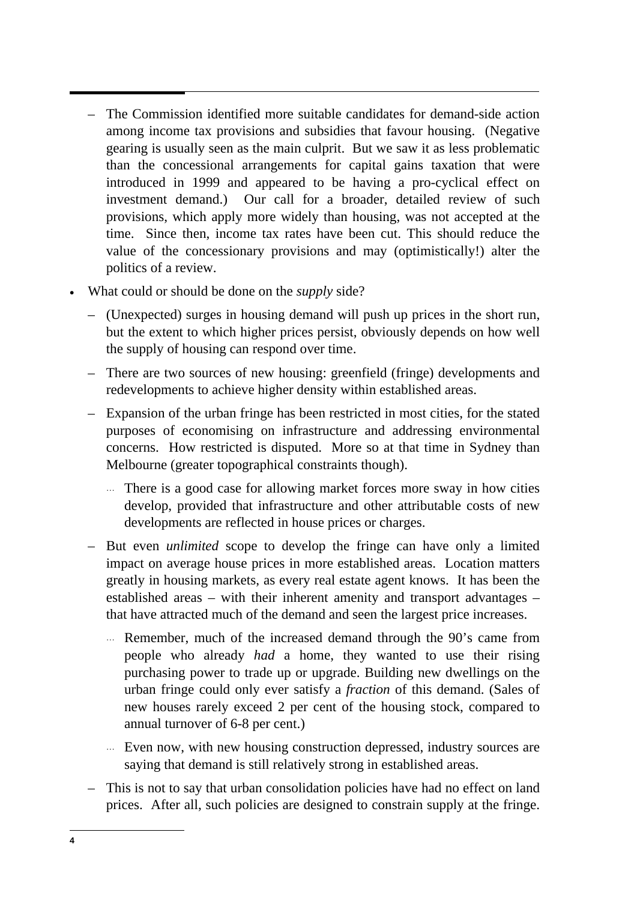- The Commission identified more suitable candidates for demand-side action among income tax provisions and subsidies that favour housing. (Negative gearing is usually seen as the main culprit. But we saw it as less problematic than the concessional arrangements for capital gains taxation that were introduced in 1999 and appeared to be having a pro-cyclical effect on investment demand.) Our call for a broader, detailed review of such provisions, which apply more widely than housing, was not accepted at the time. Since then, income tax rates have been cut. This should reduce the value of the concessionary provisions and may (optimistically!) alter the politics of a review.

- What could or should be done on the *supply* side?
  - (Unexpected) surges in housing demand will push up prices in the short run, but the extent to which higher prices persist, obviously depends on how well the supply of housing can respond over time.
  - There are two sources of new housing: greenfield (fringe) developments and redevelopments to achieve higher density within established areas.
  - Expansion of the urban fringe has been restricted in most cities, for the stated purposes of economising on infrastructure and addressing environmental concerns. How restricted is disputed. More so at that time in Sydney than Melbourne (greater topographical constraints though).
    - There is a good case for allowing market forces more sway in how cities develop, provided that infrastructure and other attributable costs of new developments are reflected in house prices or charges.
  - But even *unlimited* scope to develop the fringe can have only a limited impact on average house prices in more established areas. Location matters greatly in housing markets, as every real estate agent knows. It has been the established areas – with their inherent amenity and transport advantages – that have attracted much of the demand and seen the largest price increases.
    - Remember, much of the increased demand through the 90's came from people who already *had* a home, they wanted to use their rising purchasing power to trade up or upgrade. Building new dwellings on the urban fringe could only ever satisfy a *fraction* of this demand. (Sales of new houses rarely exceed 2 per cent of the housing stock, compared to annual turnover of 6-8 per cent.)
    - Even now, with new housing construction depressed, industry sources are saying that demand is still relatively strong in established areas.
  - This is not to say that urban consolidation policies have had no effect on land prices. After all, such policies are designed to constrain supply at the fringe.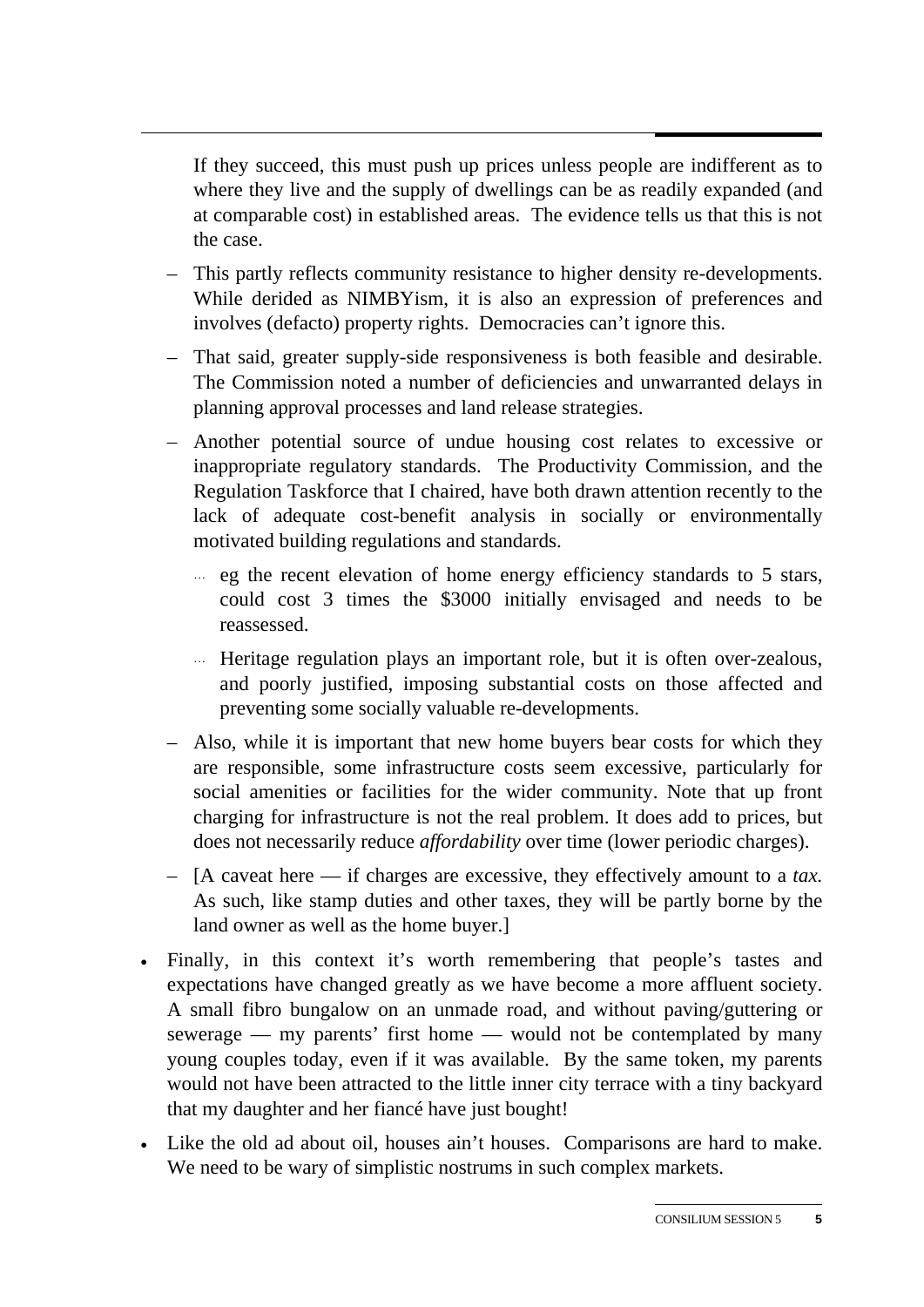If they succeed, this must push up prices unless people are indifferent as to where they live and the supply of dwellings can be as readily expanded (and at comparable cost) in established areas. The evidence tells us that this is not the case.

- This partly reflects community resistance to higher density re-developments. While derided as NIMBYism, it is also an expression of preferences and involves (defacto) property rights. Democracies can't ignore this.
- That said, greater supply-side responsiveness is both feasible and desirable. The Commission noted a number of deficiencies and unwarranted delays in planning approval processes and land release strategies.
- Another potential source of undue housing cost relates to excessive or inappropriate regulatory standards. The Productivity Commission, and the Regulation Taskforce that I chaired, have both drawn attention recently to the lack of adequate cost-benefit analysis in socially or environmentally motivated building regulations and standards.
  - eg the recent elevation of home energy efficiency standards to 5 stars, could cost 3 times the $3000 initially envisaged and needs to be reassessed.
  - Heritage regulation plays an important role, but it is often over-zealous, and poorly justified, imposing substantial costs on those affected and preventing some socially valuable re-developments.
- Also, while it is important that new home buyers bear costs for which they are responsible, some infrastructure costs seem excessive, particularly for social amenities or facilities for the wider community. Note that up front charging for infrastructure is not the real problem. It does add to prices, but does not necessarily reduce *affordability* over time (lower periodic charges).
- [A caveat here — if charges are excessive, they effectively amount to a *tax.* As such, like stamp duties and other taxes, they will be partly borne by the land owner as well as the home buyer.]

- Finally, in this context it's worth remembering that people's tastes and expectations have changed greatly as we have become a more affluent society. A small fibro bungalow on an unmade road, and without paving/guttering or sewerage — my parents' first home — would not be contemplated by many young couples today, even if it was available. By the same token, my parents would not have been attracted to the little inner city terrace with a tiny backyard that my daughter and her fiancé have just bought!
- Like the old ad about oil, houses ain't houses. Comparisons are hard to make. We need to be wary of simplistic nostrums in such complex markets.